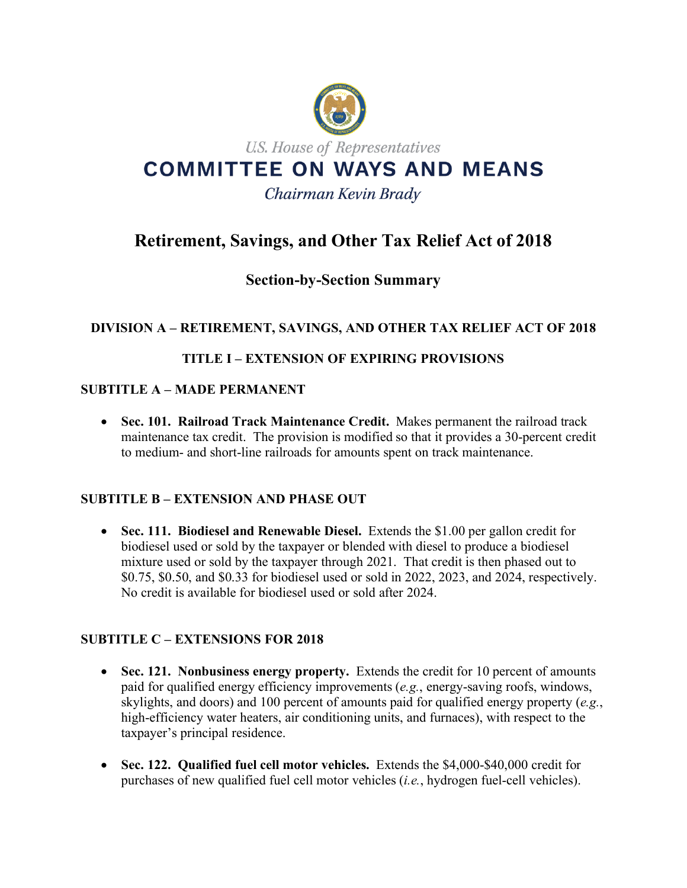U.S. House of Representatives

# COMMITTEE ON WAYS AND MEANS

*Chairman Kevin Brady*

# Retirement, Savings, and Other Tax Relief Act of 2018

## Section-by-Section Summary

### DIVISION A – RETIREMENT, SAVINGS, AND OTHER TAX RELIEF ACT OF 2018

### TITLE I – EXTENSION OF EXPIRING PROVISIONS

#### SUBTITLE A – MADE PERMANENT

- **Sec. 101. Railroad Track Maintenance Credit.** Makes permanent the railroad track maintenance tax credit. The provision is modified so that it provides a 30-percent credit to medium- and short-line railroads for amounts spent on track maintenance.

#### SUBTITLE B – EXTENSION AND PHASE OUT

- **Sec. 111. Biodiesel and Renewable Diesel.** Extends the $1.00 per gallon credit for biodiesel used or sold by the taxpayer or blended with diesel to produce a biodiesel mixture used or sold by the taxpayer through 2021. That credit is then phased out to $0.75, $0.50, and $0.33 for biodiesel used or sold in 2022, 2023, and 2024, respectively. No credit is available for biodiesel used or sold after 2024.

#### SUBTITLE C – EXTENSIONS FOR 2018

- **Sec. 121. Nonbusiness energy property.** Extends the credit for 10 percent of amounts paid for qualified energy efficiency improvements (*e.g.*, energy-saving roofs, windows, skylights, and doors) and 100 percent of amounts paid for qualified energy property (*e.g.*, high-efficiency water heaters, air conditioning units, and furnaces), with respect to the taxpayer's principal residence.

- **Sec. 122. Qualified fuel cell motor vehicles.** Extends the $4,000-$40,000 credit for purchases of new qualified fuel cell motor vehicles (*i.e.*, hydrogen fuel-cell vehicles).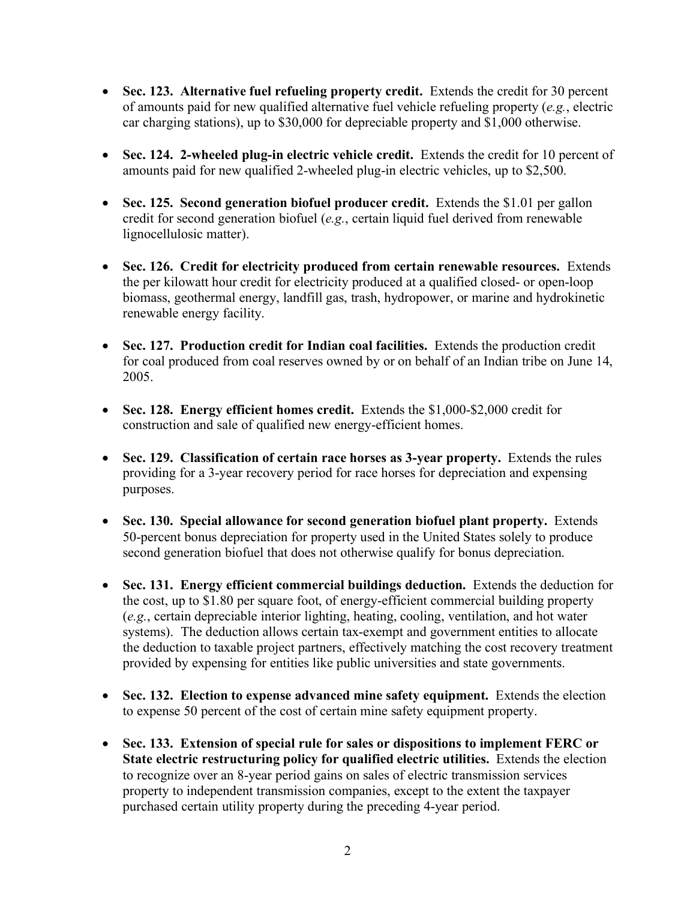- **Sec. 123. Alternative fuel refueling property credit.** Extends the credit for 30 percent of amounts paid for new qualified alternative fuel vehicle refueling property (*e.g.*, electric car charging stations), up to $30,000 for depreciable property and $1,000 otherwise.

- **Sec. 124. 2-wheeled plug-in electric vehicle credit.** Extends the credit for 10 percent of amounts paid for new qualified 2-wheeled plug-in electric vehicles, up to $2,500.

- **Sec. 125. Second generation biofuel producer credit.** Extends the $1.01 per gallon credit for second generation biofuel (*e.g.*, certain liquid fuel derived from renewable lignocellulosic matter).

- **Sec. 126. Credit for electricity produced from certain renewable resources.** Extends the per kilowatt hour credit for electricity produced at a qualified closed- or open-loop biomass, geothermal energy, landfill gas, trash, hydropower, or marine and hydrokinetic renewable energy facility.

- **Sec. 127. Production credit for Indian coal facilities.** Extends the production credit for coal produced from coal reserves owned by or on behalf of an Indian tribe on June 14, 2005.

- **Sec. 128. Energy efficient homes credit.** Extends the $1,000-$2,000 credit for construction and sale of qualified new energy-efficient homes.

- **Sec. 129. Classification of certain race horses as 3-year property.** Extends the rules providing for a 3-year recovery period for race horses for depreciation and expensing purposes.

- **Sec. 130. Special allowance for second generation biofuel plant property.** Extends 50-percent bonus depreciation for property used in the United States solely to produce second generation biofuel that does not otherwise qualify for bonus depreciation.

- **Sec. 131. Energy efficient commercial buildings deduction.** Extends the deduction for the cost, up to $1.80 per square foot, of energy-efficient commercial building property (*e.g.*, certain depreciable interior lighting, heating, cooling, ventilation, and hot water systems). The deduction allows certain tax-exempt and government entities to allocate the deduction to taxable project partners, effectively matching the cost recovery treatment provided by expensing for entities like public universities and state governments.

- **Sec. 132. Election to expense advanced mine safety equipment.** Extends the election to expense 50 percent of the cost of certain mine safety equipment property.

- **Sec. 133. Extension of special rule for sales or dispositions to implement FERC or State electric restructuring policy for qualified electric utilities.** Extends the election to recognize over an 8-year period gains on sales of electric transmission services property to independent transmission companies, except to the extent the taxpayer purchased certain utility property during the preceding 4-year period.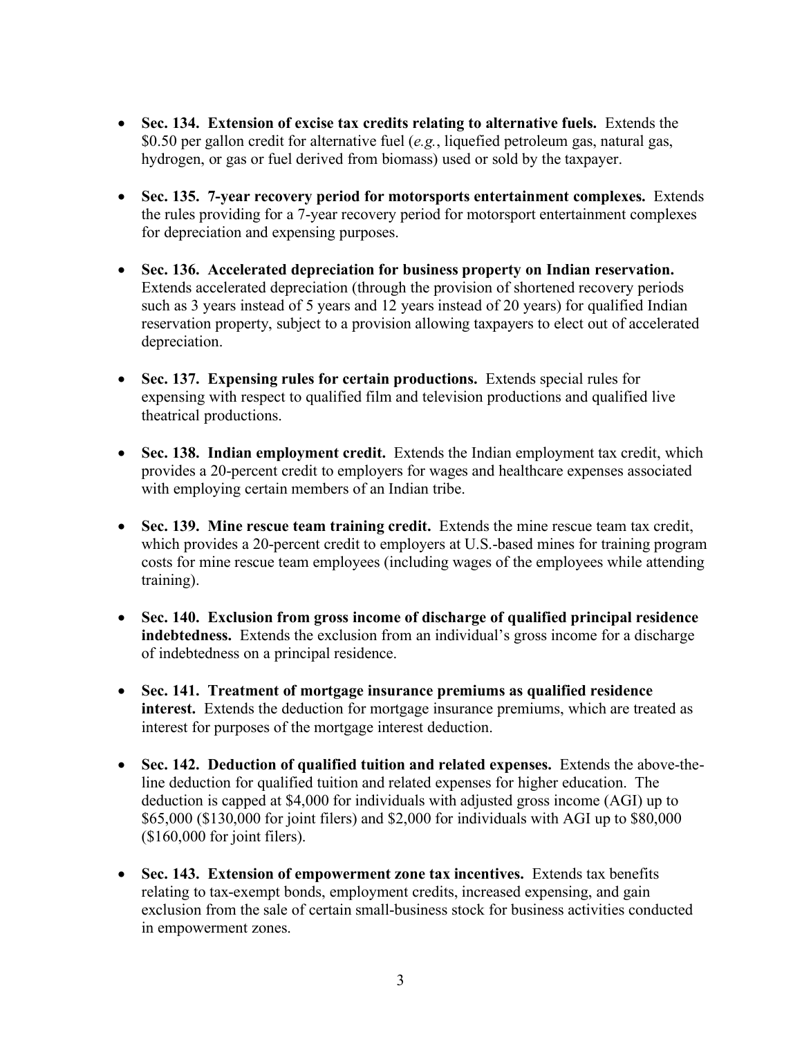- **Sec. 134. Extension of excise tax credits relating to alternative fuels.** Extends the $0.50 per gallon credit for alternative fuel (*e.g.*, liquefied petroleum gas, natural gas, hydrogen, or gas or fuel derived from biomass) used or sold by the taxpayer.

- **Sec. 135. 7-year recovery period for motorsports entertainment complexes.** Extends the rules providing for a 7-year recovery period for motorsport entertainment complexes for depreciation and expensing purposes.

- **Sec. 136. Accelerated depreciation for business property on Indian reservation.** Extends accelerated depreciation (through the provision of shortened recovery periods such as 3 years instead of 5 years and 12 years instead of 20 years) for qualified Indian reservation property, subject to a provision allowing taxpayers to elect out of accelerated depreciation.

- **Sec. 137. Expensing rules for certain productions.** Extends special rules for expensing with respect to qualified film and television productions and qualified live theatrical productions.

- **Sec. 138. Indian employment credit.** Extends the Indian employment tax credit, which provides a 20-percent credit to employers for wages and healthcare expenses associated with employing certain members of an Indian tribe.

- **Sec. 139. Mine rescue team training credit.** Extends the mine rescue team tax credit, which provides a 20-percent credit to employers at U.S.-based mines for training program costs for mine rescue team employees (including wages of the employees while attending training).

- **Sec. 140. Exclusion from gross income of discharge of qualified principal residence indebtedness.** Extends the exclusion from an individual's gross income for a discharge of indebtedness on a principal residence.

- **Sec. 141. Treatment of mortgage insurance premiums as qualified residence interest.** Extends the deduction for mortgage insurance premiums, which are treated as interest for purposes of the mortgage interest deduction.

- **Sec. 142. Deduction of qualified tuition and related expenses.** Extends the above-the-line deduction for qualified tuition and related expenses for higher education. The deduction is capped at $4,000 for individuals with adjusted gross income (AGI) up to $65,000 ($130,000 for joint filers) and $2,000 for individuals with AGI up to $80,000 ($160,000 for joint filers).

- **Sec. 143. Extension of empowerment zone tax incentives.** Extends tax benefits relating to tax-exempt bonds, employment credits, increased expensing, and gain exclusion from the sale of certain small-business stock for business activities conducted in empowerment zones.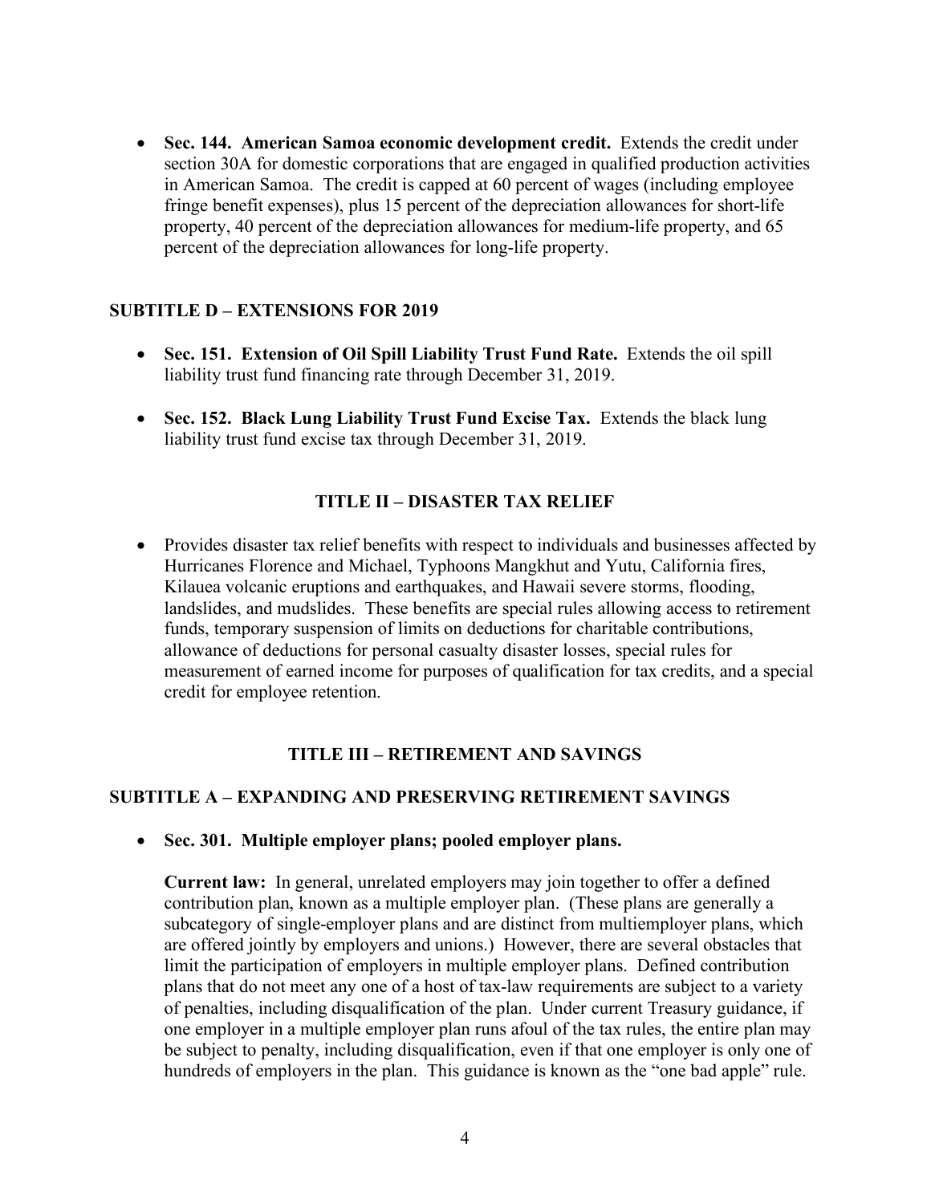- **Sec. 144. American Samoa economic development credit.** Extends the credit under section 30A for domestic corporations that are engaged in qualified production activities in American Samoa. The credit is capped at 60 percent of wages (including employee fringe benefit expenses), plus 15 percent of the depreciation allowances for short-life property, 40 percent of the depreciation allowances for medium-life property, and 65 percent of the depreciation allowances for long-life property.

### SUBTITLE D – EXTENSIONS FOR 2019

- **Sec. 151. Extension of Oil Spill Liability Trust Fund Rate.** Extends the oil spill liability trust fund financing rate through December 31, 2019.

- **Sec. 152. Black Lung Liability Trust Fund Excise Tax.** Extends the black lung liability trust fund excise tax through December 31, 2019.

## TITLE II – DISASTER TAX RELIEF

- Provides disaster tax relief benefits with respect to individuals and businesses affected by Hurricanes Florence and Michael, Typhoons Mangkhut and Yutu, California fires, Kilauea volcanic eruptions and earthquakes, and Hawaii severe storms, flooding, landslides, and mudslides. These benefits are special rules allowing access to retirement funds, temporary suspension of limits on deductions for charitable contributions, allowance of deductions for personal casualty disaster losses, special rules for measurement of earned income for purposes of qualification for tax credits, and a special credit for employee retention.

## TITLE III – RETIREMENT AND SAVINGS

### SUBTITLE A – EXPANDING AND PRESERVING RETIREMENT SAVINGS

- **Sec. 301. Multiple employer plans; pooled employer plans.**

  **Current law:** In general, unrelated employers may join together to offer a defined contribution plan, known as a multiple employer plan. (These plans are generally a subcategory of single-employer plans and are distinct from multiemployer plans, which are offered jointly by employers and unions.) However, there are several obstacles that limit the participation of employers in multiple employer plans. Defined contribution plans that do not meet any one of a host of tax-law requirements are subject to a variety of penalties, including disqualification of the plan. Under current Treasury guidance, if one employer in a multiple employer plan runs afoul of the tax rules, the entire plan may be subject to penalty, including disqualification, even if that one employer is only one of hundreds of employers in the plan. This guidance is known as the "one bad apple" rule.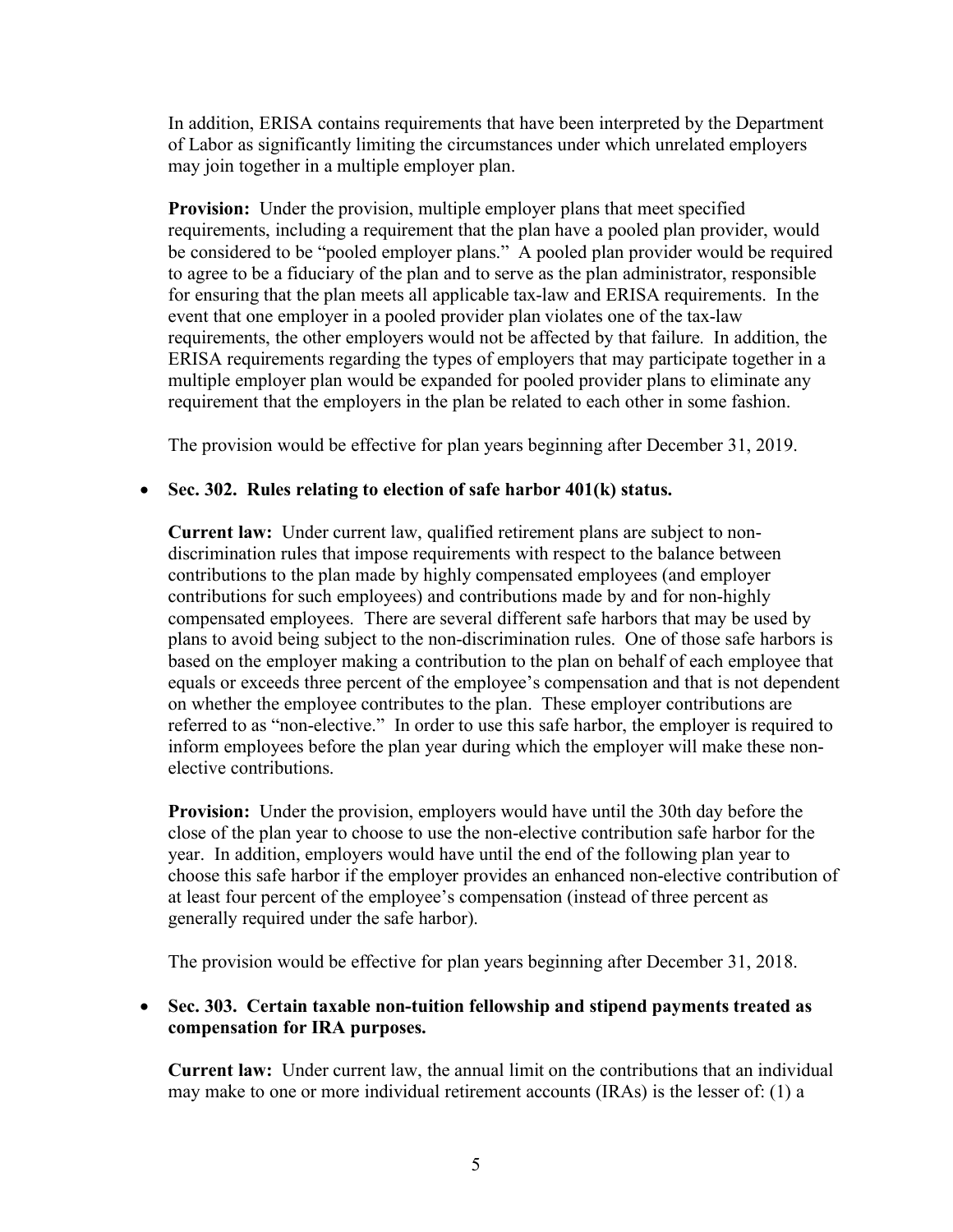In addition, ERISA contains requirements that have been interpreted by the Department of Labor as significantly limiting the circumstances under which unrelated employers may join together in a multiple employer plan.

**Provision:** Under the provision, multiple employer plans that meet specified requirements, including a requirement that the plan have a pooled plan provider, would be considered to be "pooled employer plans." A pooled plan provider would be required to agree to be a fiduciary of the plan and to serve as the plan administrator, responsible for ensuring that the plan meets all applicable tax-law and ERISA requirements. In the event that one employer in a pooled provider plan violates one of the tax-law requirements, the other employers would not be affected by that failure. In addition, the ERISA requirements regarding the types of employers that may participate together in a multiple employer plan would be expanded for pooled provider plans to eliminate any requirement that the employers in the plan be related to each other in some fashion.

The provision would be effective for plan years beginning after December 31, 2019.

- **Sec. 302. Rules relating to election of safe harbor 401(k) status.**

  **Current law:** Under current law, qualified retirement plans are subject to non-discrimination rules that impose requirements with respect to the balance between contributions to the plan made by highly compensated employees (and employer contributions for such employees) and contributions made by and for non-highly compensated employees. There are several different safe harbors that may be used by plans to avoid being subject to the non-discrimination rules. One of those safe harbors is based on the employer making a contribution to the plan on behalf of each employee that equals or exceeds three percent of the employee's compensation and that is not dependent on whether the employee contributes to the plan. These employer contributions are referred to as "non-elective." In order to use this safe harbor, the employer is required to inform employees before the plan year during which the employer will make these non-elective contributions.

  **Provision:** Under the provision, employers would have until the 30th day before the close of the plan year to choose to use the non-elective contribution safe harbor for the year. In addition, employers would have until the end of the following plan year to choose this safe harbor if the employer provides an enhanced non-elective contribution of at least four percent of the employee's compensation (instead of three percent as generally required under the safe harbor).

  The provision would be effective for plan years beginning after December 31, 2018.

- **Sec. 303. Certain taxable non-tuition fellowship and stipend payments treated as compensation for IRA purposes.**

  **Current law:** Under current law, the annual limit on the contributions that an individual may make to one or more individual retirement accounts (IRAs) is the lesser of: (1) a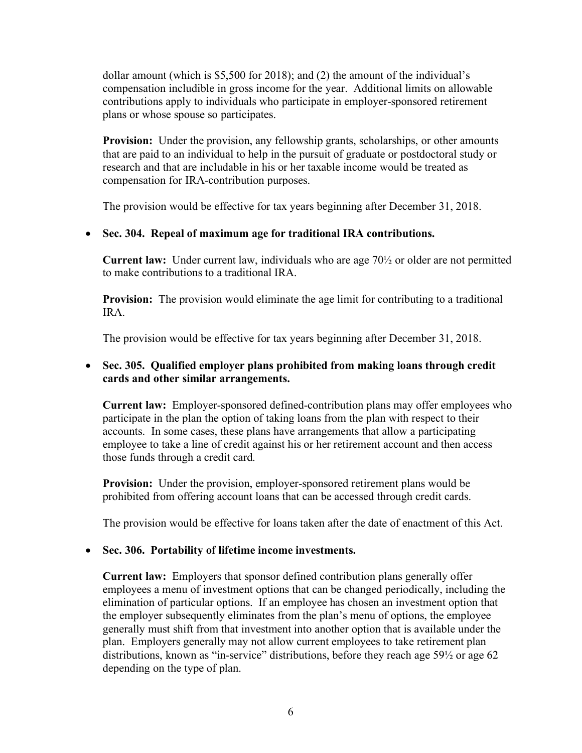dollar amount (which is $5,500 for 2018); and (2) the amount of the individual's compensation includible in gross income for the year. Additional limits on allowable contributions apply to individuals who participate in employer-sponsored retirement plans or whose spouse so participates.

**Provision:** Under the provision, any fellowship grants, scholarships, or other amounts that are paid to an individual to help in the pursuit of graduate or postdoctoral study or research and that are includable in his or her taxable income would be treated as compensation for IRA-contribution purposes.

The provision would be effective for tax years beginning after December 31, 2018.

- **Sec. 304. Repeal of maximum age for traditional IRA contributions.**

  **Current law:** Under current law, individuals who are age 70½ or older are not permitted to make contributions to a traditional IRA.

  **Provision:** The provision would eliminate the age limit for contributing to a traditional IRA.

  The provision would be effective for tax years beginning after December 31, 2018.

- **Sec. 305. Qualified employer plans prohibited from making loans through credit cards and other similar arrangements.**

  **Current law:** Employer-sponsored defined-contribution plans may offer employees who participate in the plan the option of taking loans from the plan with respect to their accounts. In some cases, these plans have arrangements that allow a participating employee to take a line of credit against his or her retirement account and then access those funds through a credit card.

  **Provision:** Under the provision, employer-sponsored retirement plans would be prohibited from offering account loans that can be accessed through credit cards.

  The provision would be effective for loans taken after the date of enactment of this Act.

- **Sec. 306. Portability of lifetime income investments.**

  **Current law:** Employers that sponsor defined contribution plans generally offer employees a menu of investment options that can be changed periodically, including the elimination of particular options. If an employee has chosen an investment option that the employer subsequently eliminates from the plan's menu of options, the employee generally must shift from that investment into another option that is available under the plan. Employers generally may not allow current employees to take retirement plan distributions, known as "in-service" distributions, before they reach age 59½ or age 62 depending on the type of plan.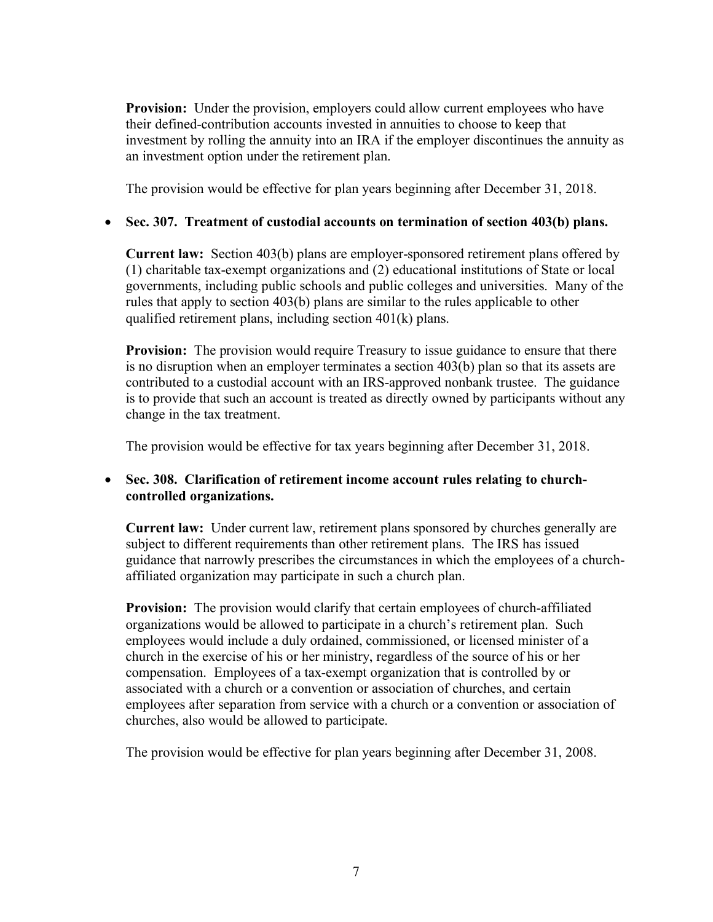**Provision:** Under the provision, employers could allow current employees who have their defined-contribution accounts invested in annuities to choose to keep that investment by rolling the annuity into an IRA if the employer discontinues the annuity as an investment option under the retirement plan.

The provision would be effective for plan years beginning after December 31, 2018.

- **Sec. 307. Treatment of custodial accounts on termination of section 403(b) plans.**

  **Current law:** Section 403(b) plans are employer-sponsored retirement plans offered by (1) charitable tax-exempt organizations and (2) educational institutions of State or local governments, including public schools and public colleges and universities. Many of the rules that apply to section 403(b) plans are similar to the rules applicable to other qualified retirement plans, including section 401(k) plans.

  **Provision:** The provision would require Treasury to issue guidance to ensure that there is no disruption when an employer terminates a section 403(b) plan so that its assets are contributed to a custodial account with an IRS-approved nonbank trustee. The guidance is to provide that such an account is treated as directly owned by participants without any change in the tax treatment.

  The provision would be effective for tax years beginning after December 31, 2018.

- **Sec. 308. Clarification of retirement income account rules relating to church-controlled organizations.**

  **Current law:** Under current law, retirement plans sponsored by churches generally are subject to different requirements than other retirement plans. The IRS has issued guidance that narrowly prescribes the circumstances in which the employees of a church-affiliated organization may participate in such a church plan.

  **Provision:** The provision would clarify that certain employees of church-affiliated organizations would be allowed to participate in a church's retirement plan. Such employees would include a duly ordained, commissioned, or licensed minister of a church in the exercise of his or her ministry, regardless of the source of his or her compensation. Employees of a tax-exempt organization that is controlled by or associated with a church or a convention or association of churches, and certain employees after separation from service with a church or a convention or association of churches, also would be allowed to participate.

  The provision would be effective for plan years beginning after December 31, 2008.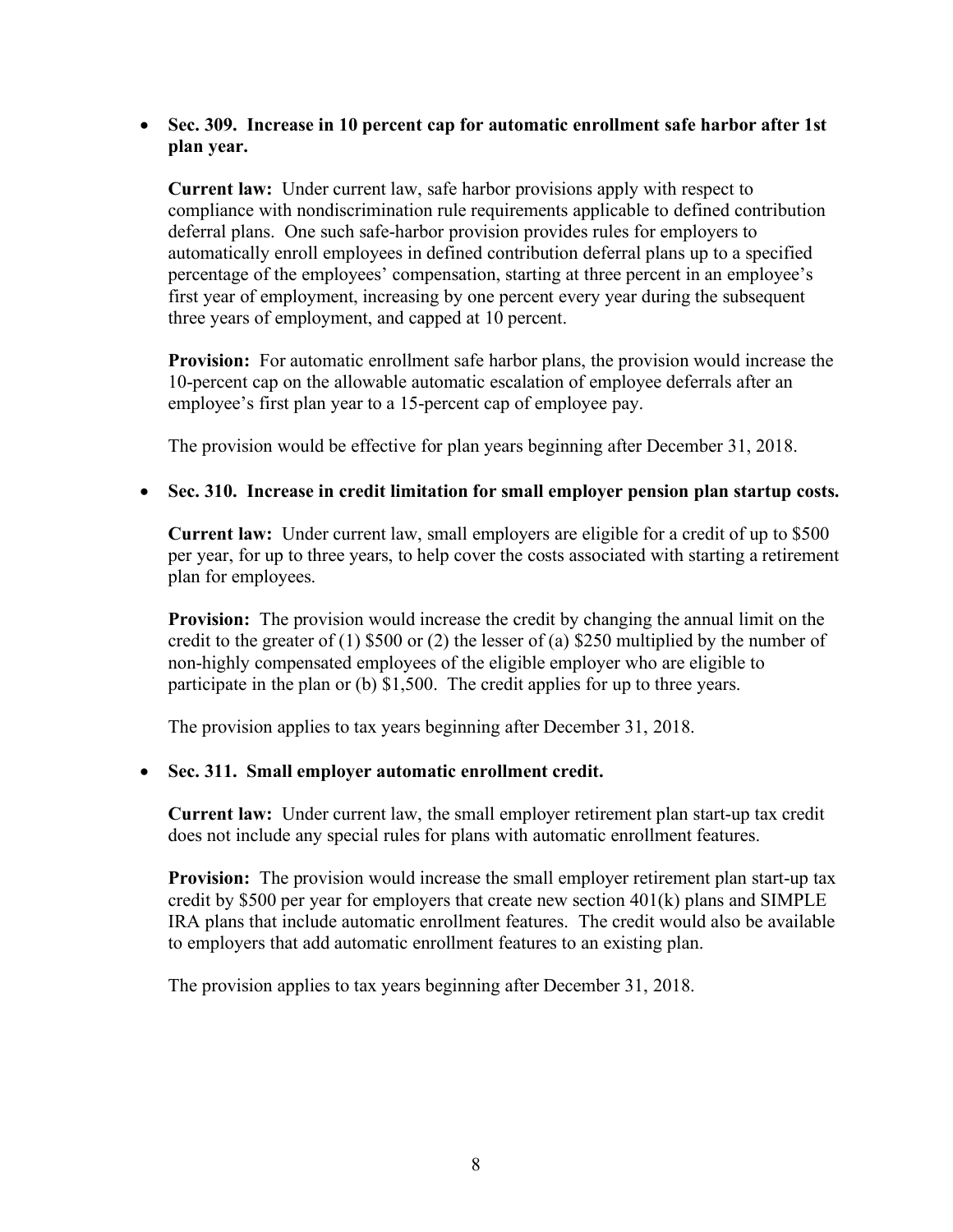- **Sec. 309. Increase in 10 percent cap for automatic enrollment safe harbor after 1st plan year.**

  **Current law:** Under current law, safe harbor provisions apply with respect to compliance with nondiscrimination rule requirements applicable to defined contribution deferral plans. One such safe-harbor provision provides rules for employers to automatically enroll employees in defined contribution deferral plans up to a specified percentage of the employees' compensation, starting at three percent in an employee's first year of employment, increasing by one percent every year during the subsequent three years of employment, and capped at 10 percent.

  **Provision:** For automatic enrollment safe harbor plans, the provision would increase the 10-percent cap on the allowable automatic escalation of employee deferrals after an employee's first plan year to a 15-percent cap of employee pay.

  The provision would be effective for plan years beginning after December 31, 2018.

- **Sec. 310. Increase in credit limitation for small employer pension plan startup costs.**

  **Current law:** Under current law, small employers are eligible for a credit of up to $500 per year, for up to three years, to help cover the costs associated with starting a retirement plan for employees.

  **Provision:** The provision would increase the credit by changing the annual limit on the credit to the greater of (1) $500 or (2) the lesser of (a) $250 multiplied by the number of non-highly compensated employees of the eligible employer who are eligible to participate in the plan or (b) $1,500. The credit applies for up to three years.

  The provision applies to tax years beginning after December 31, 2018.

- **Sec. 311. Small employer automatic enrollment credit.**

  **Current law:** Under current law, the small employer retirement plan start-up tax credit does not include any special rules for plans with automatic enrollment features.

  **Provision:** The provision would increase the small employer retirement plan start-up tax credit by $500 per year for employers that create new section 401(k) plans and SIMPLE IRA plans that include automatic enrollment features. The credit would also be available to employers that add automatic enrollment features to an existing plan.

  The provision applies to tax years beginning after December 31, 2018.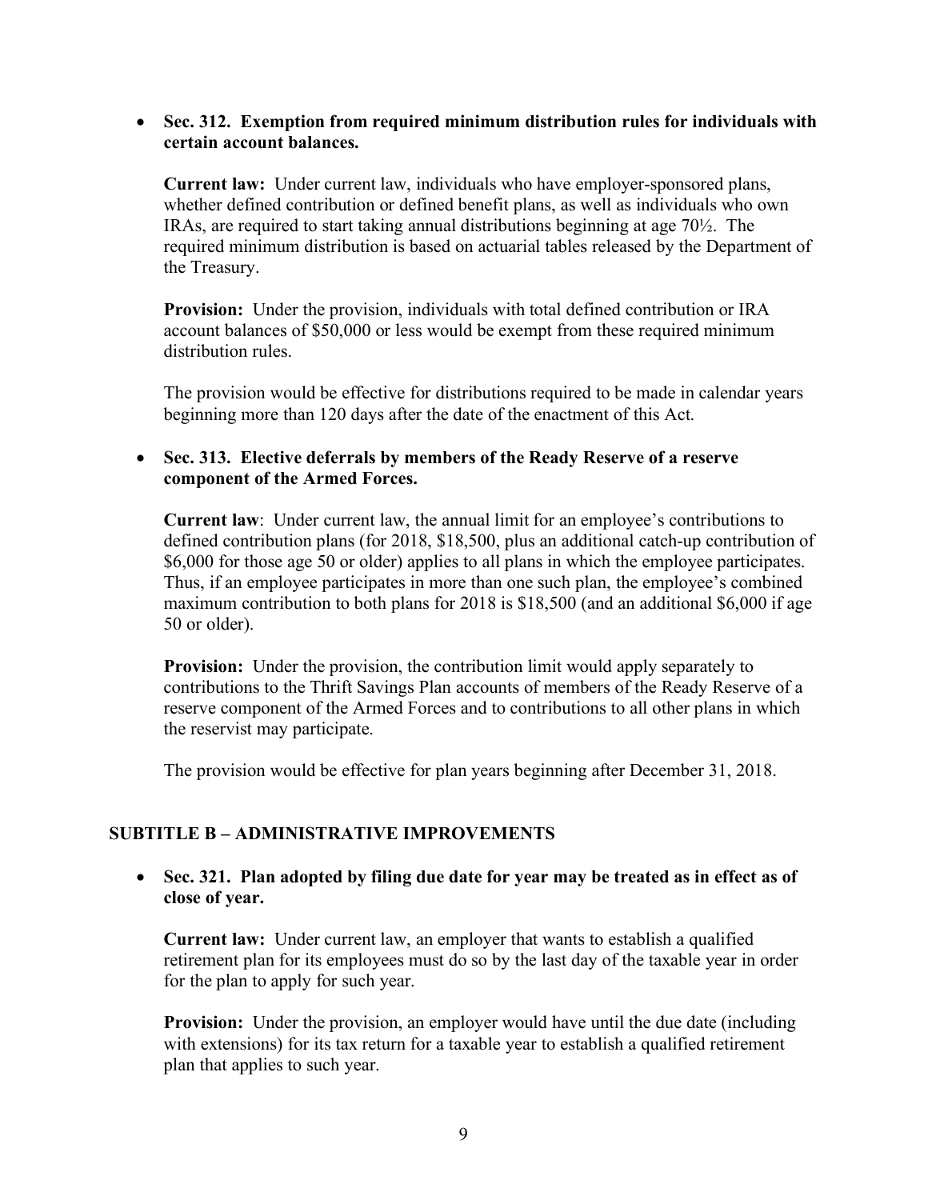- **Sec. 312. Exemption from required minimum distribution rules for individuals with certain account balances.**

  **Current law:** Under current law, individuals who have employer-sponsored plans, whether defined contribution or defined benefit plans, as well as individuals who own IRAs, are required to start taking annual distributions beginning at age 70½. The required minimum distribution is based on actuarial tables released by the Department of the Treasury.

  **Provision:** Under the provision, individuals with total defined contribution or IRA account balances of $50,000 or less would be exempt from these required minimum distribution rules.

  The provision would be effective for distributions required to be made in calendar years beginning more than 120 days after the date of the enactment of this Act.

- **Sec. 313. Elective deferrals by members of the Ready Reserve of a reserve component of the Armed Forces.**

  **Current law**: Under current law, the annual limit for an employee's contributions to defined contribution plans (for 2018, $18,500, plus an additional catch-up contribution of $6,000 for those age 50 or older) applies to all plans in which the employee participates. Thus, if an employee participates in more than one such plan, the employee's combined maximum contribution to both plans for 2018 is $18,500 (and an additional $6,000 if age 50 or older).

  **Provision:** Under the provision, the contribution limit would apply separately to contributions to the Thrift Savings Plan accounts of members of the Ready Reserve of a reserve component of the Armed Forces and to contributions to all other plans in which the reservist may participate.

  The provision would be effective for plan years beginning after December 31, 2018.

## SUBTITLE B – ADMINISTRATIVE IMPROVEMENTS

- **Sec. 321. Plan adopted by filing due date for year may be treated as in effect as of close of year.**

  **Current law:** Under current law, an employer that wants to establish a qualified retirement plan for its employees must do so by the last day of the taxable year in order for the plan to apply for such year.

  **Provision:** Under the provision, an employer would have until the due date (including with extensions) for its tax return for a taxable year to establish a qualified retirement plan that applies to such year.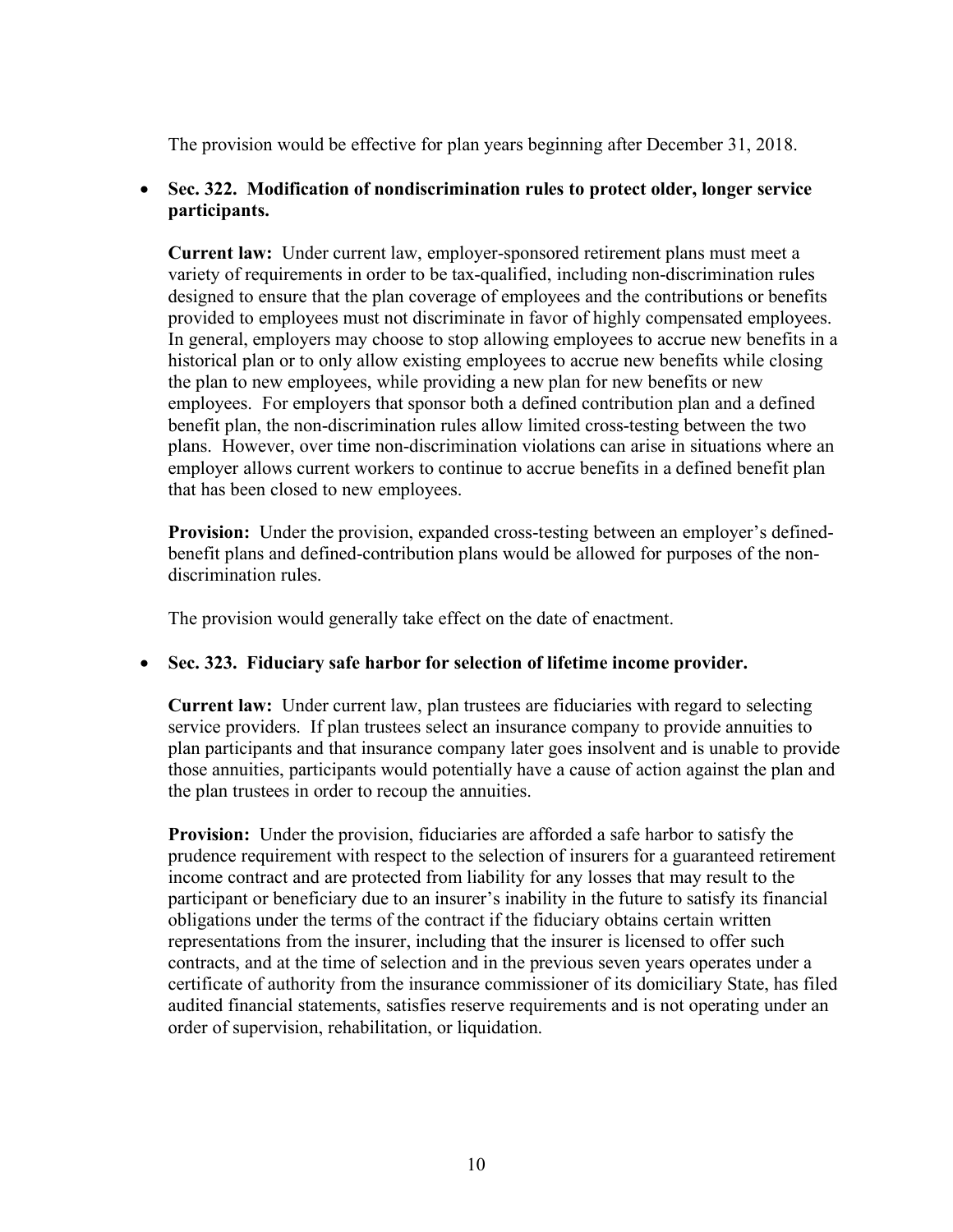The provision would be effective for plan years beginning after December 31, 2018.

- **Sec. 322. Modification of nondiscrimination rules to protect older, longer service participants.**

  **Current law:** Under current law, employer-sponsored retirement plans must meet a variety of requirements in order to be tax-qualified, including non-discrimination rules designed to ensure that the plan coverage of employees and the contributions or benefits provided to employees must not discriminate in favor of highly compensated employees. In general, employers may choose to stop allowing employees to accrue new benefits in a historical plan or to only allow existing employees to accrue new benefits while closing the plan to new employees, while providing a new plan for new benefits or new employees. For employers that sponsor both a defined contribution plan and a defined benefit plan, the non-discrimination rules allow limited cross-testing between the two plans. However, over time non-discrimination violations can arise in situations where an employer allows current workers to continue to accrue benefits in a defined benefit plan that has been closed to new employees.

  **Provision:** Under the provision, expanded cross-testing between an employer's defined-benefit plans and defined-contribution plans would be allowed for purposes of the non-discrimination rules.

  The provision would generally take effect on the date of enactment.

- **Sec. 323. Fiduciary safe harbor for selection of lifetime income provider.**

  **Current law:** Under current law, plan trustees are fiduciaries with regard to selecting service providers. If plan trustees select an insurance company to provide annuities to plan participants and that insurance company later goes insolvent and is unable to provide those annuities, participants would potentially have a cause of action against the plan and the plan trustees in order to recoup the annuities.

  **Provision:** Under the provision, fiduciaries are afforded a safe harbor to satisfy the prudence requirement with respect to the selection of insurers for a guaranteed retirement income contract and are protected from liability for any losses that may result to the participant or beneficiary due to an insurer's inability in the future to satisfy its financial obligations under the terms of the contract if the fiduciary obtains certain written representations from the insurer, including that the insurer is licensed to offer such contracts, and at the time of selection and in the previous seven years operates under a certificate of authority from the insurance commissioner of its domiciliary State, has filed audited financial statements, satisfies reserve requirements and is not operating under an order of supervision, rehabilitation, or liquidation.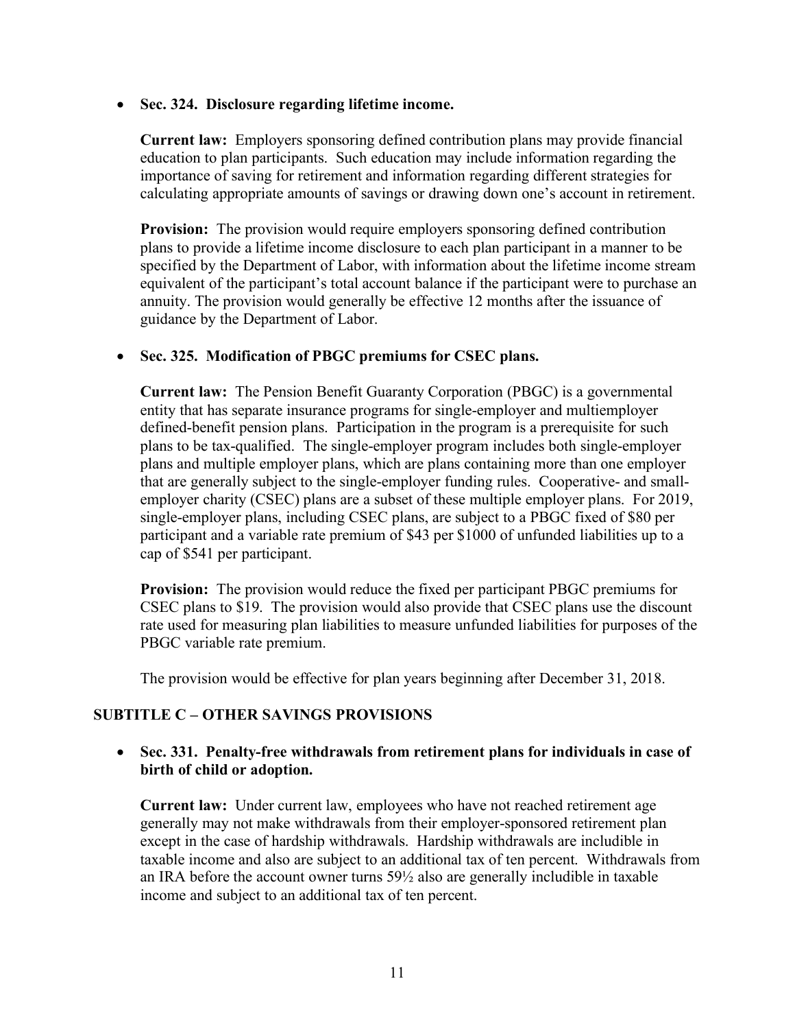- **Sec. 324. Disclosure regarding lifetime income.**

  **Current law:** Employers sponsoring defined contribution plans may provide financial education to plan participants. Such education may include information regarding the importance of saving for retirement and information regarding different strategies for calculating appropriate amounts of savings or drawing down one's account in retirement.

  **Provision:** The provision would require employers sponsoring defined contribution plans to provide a lifetime income disclosure to each plan participant in a manner to be specified by the Department of Labor, with information about the lifetime income stream equivalent of the participant's total account balance if the participant were to purchase an annuity. The provision would generally be effective 12 months after the issuance of guidance by the Department of Labor.

- **Sec. 325. Modification of PBGC premiums for CSEC plans.**

  **Current law:** The Pension Benefit Guaranty Corporation (PBGC) is a governmental entity that has separate insurance programs for single-employer and multiemployer defined-benefit pension plans. Participation in the program is a prerequisite for such plans to be tax-qualified. The single-employer program includes both single-employer plans and multiple employer plans, which are plans containing more than one employer that are generally subject to the single-employer funding rules. Cooperative- and small-employer charity (CSEC) plans are a subset of these multiple employer plans. For 2019, single-employer plans, including CSEC plans, are subject to a PBGC fixed of $80 per participant and a variable rate premium of $43 per $1000 of unfunded liabilities up to a cap of $541 per participant.

  **Provision:** The provision would reduce the fixed per participant PBGC premiums for CSEC plans to $19. The provision would also provide that CSEC plans use the discount rate used for measuring plan liabilities to measure unfunded liabilities for purposes of the PBGC variable rate premium.

  The provision would be effective for plan years beginning after December 31, 2018.

## SUBTITLE C – OTHER SAVINGS PROVISIONS

- **Sec. 331. Penalty-free withdrawals from retirement plans for individuals in case of birth of child or adoption.**

  **Current law:** Under current law, employees who have not reached retirement age generally may not make withdrawals from their employer-sponsored retirement plan except in the case of hardship withdrawals. Hardship withdrawals are includible in taxable income and also are subject to an additional tax of ten percent. Withdrawals from an IRA before the account owner turns 59½ also are generally includible in taxable income and subject to an additional tax of ten percent.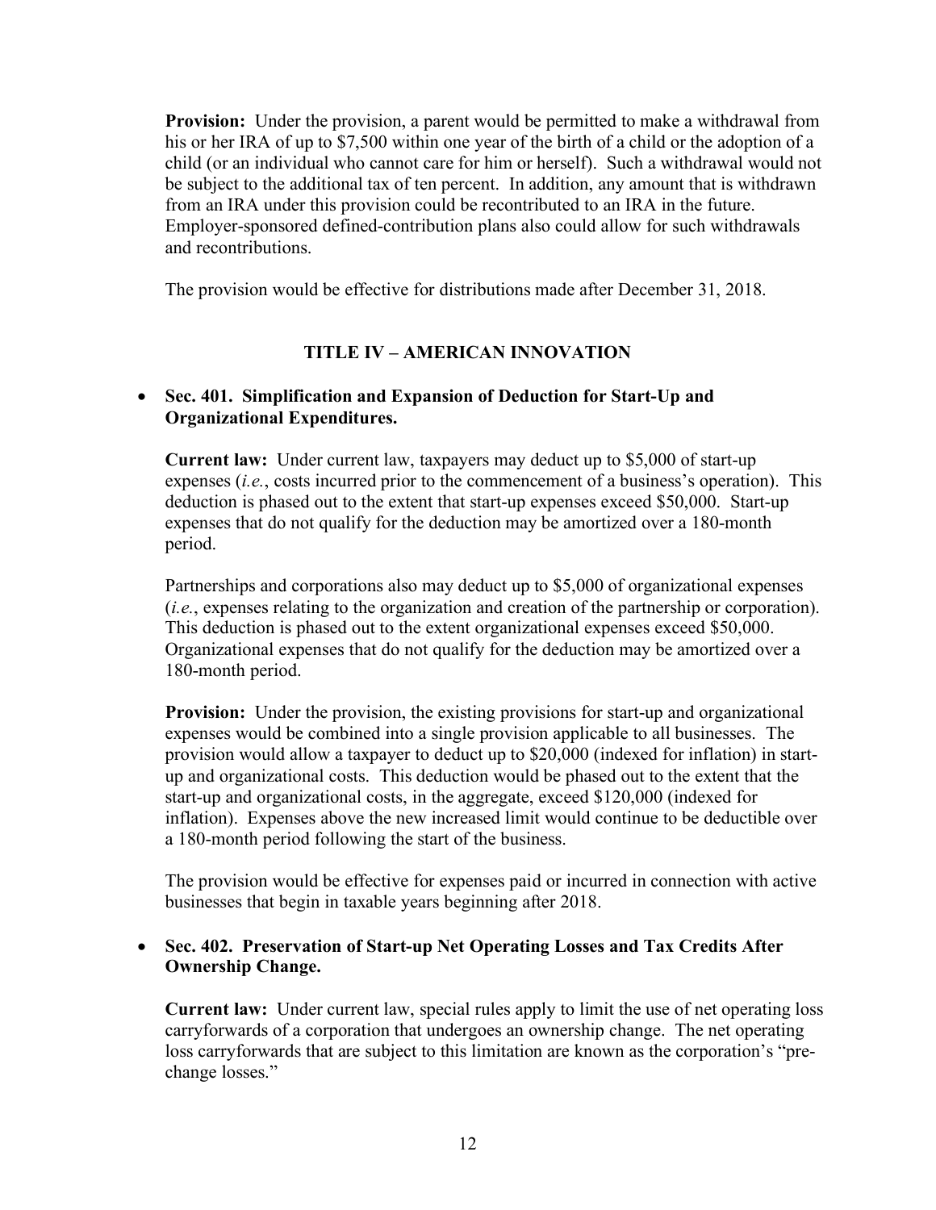**Provision:** Under the provision, a parent would be permitted to make a withdrawal from his or her IRA of up to $7,500 within one year of the birth of a child or the adoption of a child (or an individual who cannot care for him or herself). Such a withdrawal would not be subject to the additional tax of ten percent. In addition, any amount that is withdrawn from an IRA under this provision could be recontributed to an IRA in the future. Employer-sponsored defined-contribution plans also could allow for such withdrawals and recontributions.

The provision would be effective for distributions made after December 31, 2018.

## TITLE IV – AMERICAN INNOVATION

- **Sec. 401. Simplification and Expansion of Deduction for Start-Up and Organizational Expenditures.**

  **Current law:** Under current law, taxpayers may deduct up to $5,000 of start-up expenses (*i.e.*, costs incurred prior to the commencement of a business's operation). This deduction is phased out to the extent that start-up expenses exceed $50,000. Start-up expenses that do not qualify for the deduction may be amortized over a 180-month period.

  Partnerships and corporations also may deduct up to $5,000 of organizational expenses (*i.e.*, expenses relating to the organization and creation of the partnership or corporation). This deduction is phased out to the extent organizational expenses exceed $50,000. Organizational expenses that do not qualify for the deduction may be amortized over a 180-month period.

  **Provision:** Under the provision, the existing provisions for start-up and organizational expenses would be combined into a single provision applicable to all businesses. The provision would allow a taxpayer to deduct up to $20,000 (indexed for inflation) in start-up and organizational costs. This deduction would be phased out to the extent that the start-up and organizational costs, in the aggregate, exceed $120,000 (indexed for inflation). Expenses above the new increased limit would continue to be deductible over a 180-month period following the start of the business.

  The provision would be effective for expenses paid or incurred in connection with active businesses that begin in taxable years beginning after 2018.

- **Sec. 402. Preservation of Start-up Net Operating Losses and Tax Credits After Ownership Change.**

  **Current law:** Under current law, special rules apply to limit the use of net operating loss carryforwards of a corporation that undergoes an ownership change. The net operating loss carryforwards that are subject to this limitation are known as the corporation's "pre-change losses."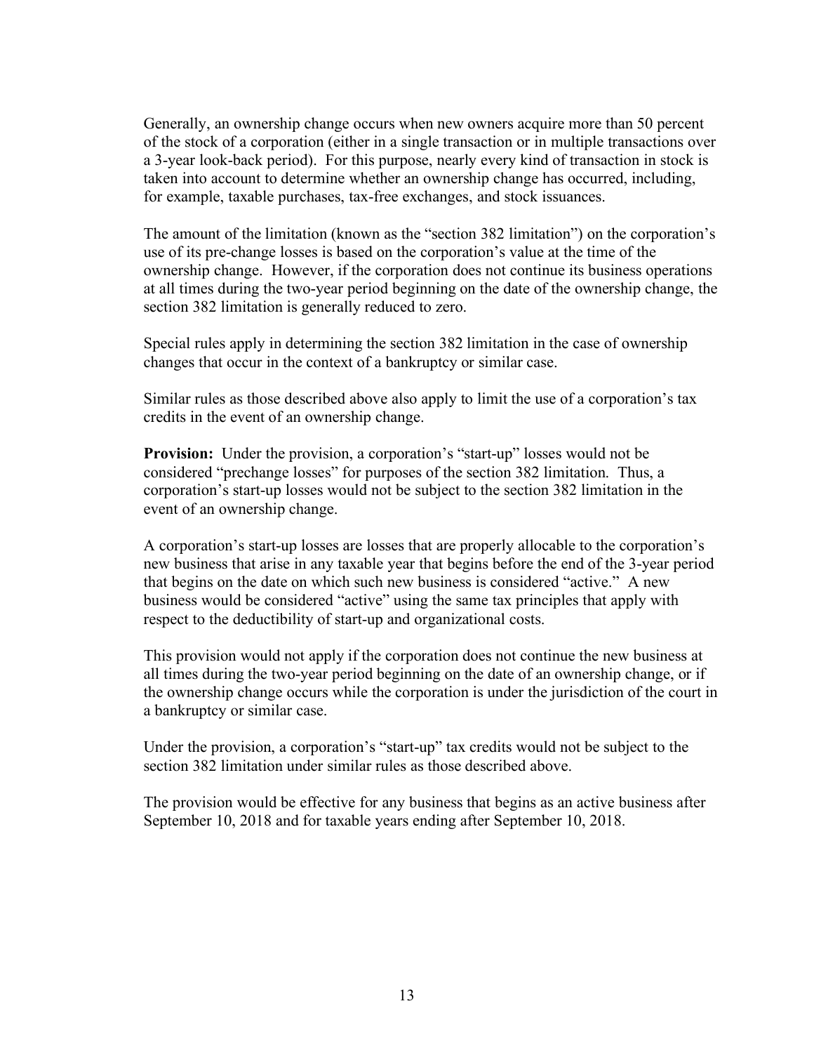Generally, an ownership change occurs when new owners acquire more than 50 percent of the stock of a corporation (either in a single transaction or in multiple transactions over a 3-year look-back period). For this purpose, nearly every kind of transaction in stock is taken into account to determine whether an ownership change has occurred, including, for example, taxable purchases, tax-free exchanges, and stock issuances.

The amount of the limitation (known as the "section 382 limitation") on the corporation's use of its pre-change losses is based on the corporation's value at the time of the ownership change. However, if the corporation does not continue its business operations at all times during the two-year period beginning on the date of the ownership change, the section 382 limitation is generally reduced to zero.

Special rules apply in determining the section 382 limitation in the case of ownership changes that occur in the context of a bankruptcy or similar case.

Similar rules as those described above also apply to limit the use of a corporation's tax credits in the event of an ownership change.

**Provision:** Under the provision, a corporation's "start-up" losses would not be considered "prechange losses" for purposes of the section 382 limitation. Thus, a corporation's start-up losses would not be subject to the section 382 limitation in the event of an ownership change.

A corporation's start-up losses are losses that are properly allocable to the corporation's new business that arise in any taxable year that begins before the end of the 3-year period that begins on the date on which such new business is considered "active." A new business would be considered "active" using the same tax principles that apply with respect to the deductibility of start-up and organizational costs.

This provision would not apply if the corporation does not continue the new business at all times during the two-year period beginning on the date of an ownership change, or if the ownership change occurs while the corporation is under the jurisdiction of the court in a bankruptcy or similar case.

Under the provision, a corporation's "start-up" tax credits would not be subject to the section 382 limitation under similar rules as those described above.

The provision would be effective for any business that begins as an active business after September 10, 2018 and for taxable years ending after September 10, 2018.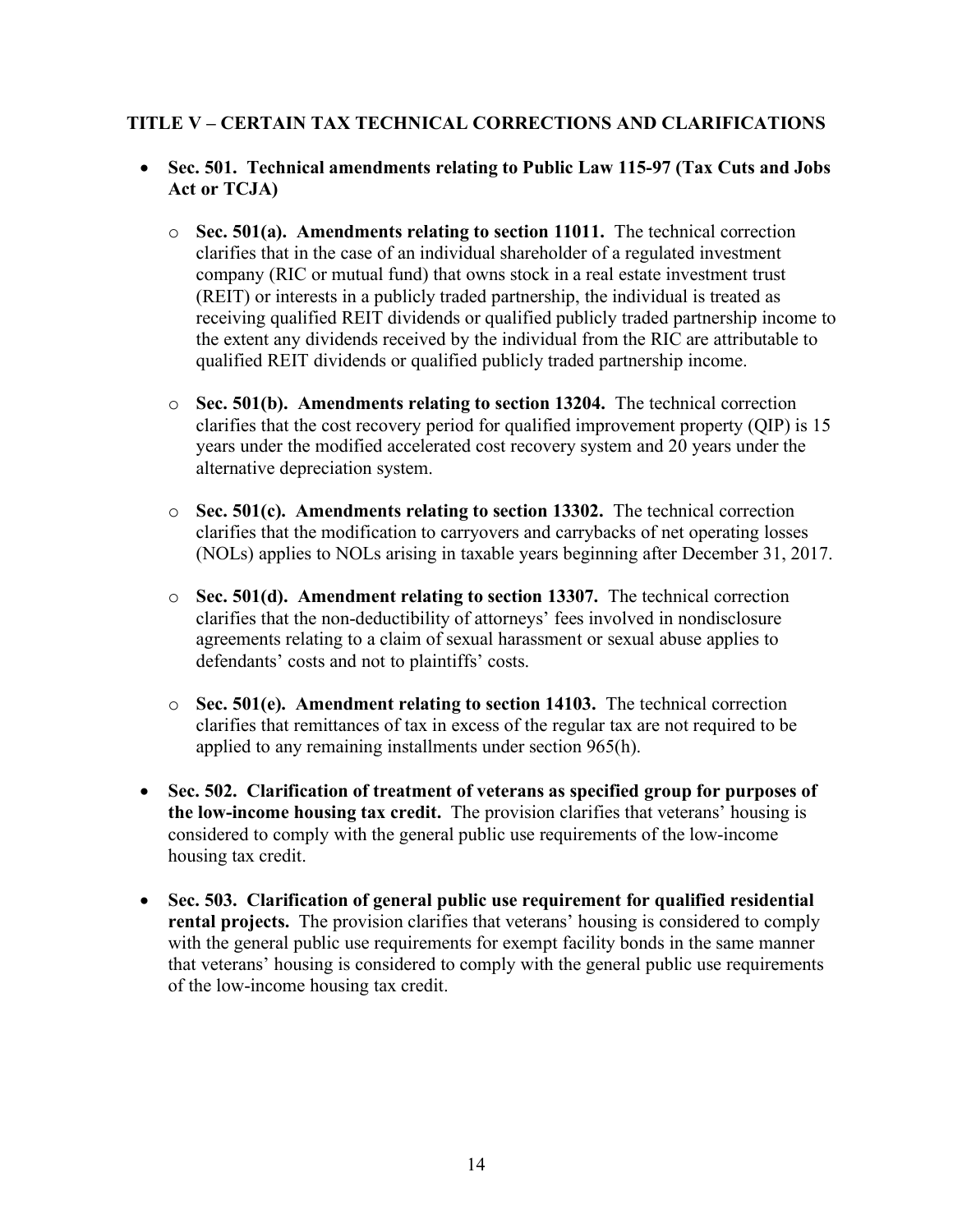## TITLE V – CERTAIN TAX TECHNICAL CORRECTIONS AND CLARIFICATIONS

- **Sec. 501. Technical amendments relating to Public Law 115-97 (Tax Cuts and Jobs Act or TCJA)**
  - **Sec. 501(a). Amendments relating to section 11011.** The technical correction clarifies that in the case of an individual shareholder of a regulated investment company (RIC or mutual fund) that owns stock in a real estate investment trust (REIT) or interests in a publicly traded partnership, the individual is treated as receiving qualified REIT dividends or qualified publicly traded partnership income to the extent any dividends received by the individual from the RIC are attributable to qualified REIT dividends or qualified publicly traded partnership income.
  - **Sec. 501(b). Amendments relating to section 13204.** The technical correction clarifies that the cost recovery period for qualified improvement property (QIP) is 15 years under the modified accelerated cost recovery system and 20 years under the alternative depreciation system.
  - **Sec. 501(c). Amendments relating to section 13302.** The technical correction clarifies that the modification to carryovers and carrybacks of net operating losses (NOLs) applies to NOLs arising in taxable years beginning after December 31, 2017.
  - **Sec. 501(d). Amendment relating to section 13307.** The technical correction clarifies that the non-deductibility of attorneys' fees involved in nondisclosure agreements relating to a claim of sexual harassment or sexual abuse applies to defendants' costs and not to plaintiffs' costs.
  - **Sec. 501(e). Amendment relating to section 14103.** The technical correction clarifies that remittances of tax in excess of the regular tax are not required to be applied to any remaining installments under section 965(h).
- **Sec. 502. Clarification of treatment of veterans as specified group for purposes of the low-income housing tax credit.** The provision clarifies that veterans' housing is considered to comply with the general public use requirements of the low-income housing tax credit.
- **Sec. 503. Clarification of general public use requirement for qualified residential rental projects.** The provision clarifies that veterans' housing is considered to comply with the general public use requirements for exempt facility bonds in the same manner that veterans' housing is considered to comply with the general public use requirements of the low-income housing tax credit.